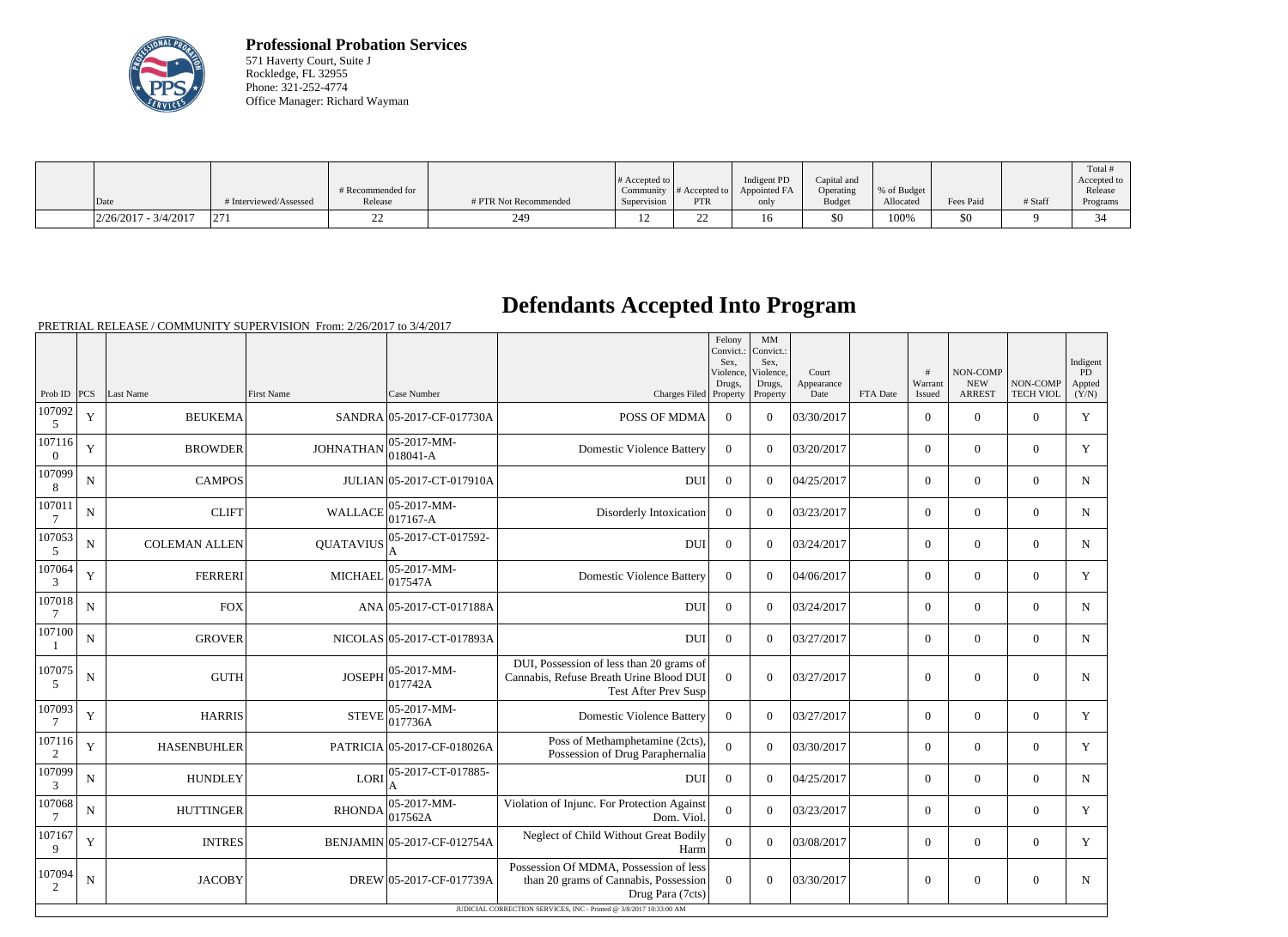**Professional Probation Services**
571 Haverty Court, Suite J
Rockledge, FL 32955
Phone: 321-252-4774
Office Manager: Richard Wayman

| Date | # Interviewed/Assessed | # Recommended for Release | # PTR Not Recommended | # Accepted to Community Supervision | # Accepted to PTR | Indigent PD Appointed FA only | Capital and Operating Budget | % of Budget Allocated | Fees Paid | # Staff | Total # Accepted to Release Programs |
|---|---|---|---|---|---|---|---|---|---|---|---|
| 2/26/2017 - 3/4/2017 | 271 | 22 | 249 | 12 | 22 | 16 | $0 | 100% | $0 | 9 | 34 |

# Defendants Accepted Into Program

PRETRIAL RELEASE / COMMUNITY SUPERVISION From: 2/26/2017 to 3/4/2017

| Prob ID | PCS | Last Name | First Name | Case Number | Charges Filed | Felony Convict.: Sex, Violence, Drugs, Property | MM Convict.: Sex, Violence, Drugs, Property | Court Appearance Date | FTA Date | # Warrant Issued | NON-COMP NEW ARREST | NON-COMP TECH VIOL | Indigent PD Appted (Y/N) |
|---|---|---|---|---|---|---|---|---|---|---|---|---|---|
| 1070925 | Y | BEUKEMA | SANDRA | 05-2017-CF-017730A | POSS OF MDMA | 0 | 0 | 03/30/2017 | | 0 | 0 | 0 | Y |
| 1071160 | Y | BROWDER | JOHNATHAN | 05-2017-MM-018041-A | Domestic Violence Battery | 0 | 0 | 03/20/2017 | | 0 | 0 | 0 | Y |
| 1070998 | N | CAMPOS | JULIAN | 05-2017-CT-017910A | DUI | 0 | 0 | 04/25/2017 | | 0 | 0 | 0 | N |
| 1070117 | N | CLIFT | WALLACE | 05-2017-MM-017167-A | Disorderly Intoxication | 0 | 0 | 03/23/2017 | | 0 | 0 | 0 | N |
| 1070535 | N | COLEMAN ALLEN | QUATAVIUS | 05-2017-CT-017592-A | DUI | 0 | 0 | 03/24/2017 | | 0 | 0 | 0 | N |
| 1070643 | Y | FERRERI | MICHAEL | 05-2017-MM-017547A | Domestic Violence Battery | 0 | 0 | 04/06/2017 | | 0 | 0 | 0 | Y |
| 1070187 | N | FOX | ANA | 05-2017-CT-017188A | DUI | 0 | 0 | 03/24/2017 | | 0 | 0 | 0 | N |
| 1071001 | N | GROVER | NICOLAS | 05-2017-CT-017893A | DUI | 0 | 0 | 03/27/2017 | | 0 | 0 | 0 | N |
| 1070755 | N | GUTH | JOSEPH | 05-2017-MM-017742A | DUI, Possession of less than 20 grams of Cannabis, Refuse Breath Urine Blood DUI Test After Prev Susp | 0 | 0 | 03/27/2017 | | 0 | 0 | 0 | N |
| 1070937 | Y | HARRIS | STEVE | 05-2017-MM-017736A | Domestic Violence Battery | 0 | 0 | 03/27/2017 | | 0 | 0 | 0 | Y |
| 1071162 | Y | HASENBUHLER | PATRICIA | 05-2017-CF-018026A | Poss of Methamphetamine (2cts), Possession of Drug Paraphernalia | 0 | 0 | 03/30/2017 | | 0 | 0 | 0 | Y |
| 1070993 | N | HUNDLEY | LORI | 05-2017-CT-017885-A | DUI | 0 | 0 | 04/25/2017 | | 0 | 0 | 0 | N |
| 1070687 | N | HUTTINGER | RHONDA | 05-2017-MM-017562A | Violation of Injunc. For Protection Against Dom. Viol. | 0 | 0 | 03/23/2017 | | 0 | 0 | 0 | Y |
| 1071679 | Y | INTRES | BENJAMIN | 05-2017-CF-012754A | Neglect of Child Without Great Bodily Harm | 0 | 0 | 03/08/2017 | | 0 | 0 | 0 | Y |
| 1070942 | N | JACOBY | DREW | 05-2017-CF-017739A | Possession Of MDMA, Possession of less than 20 grams of Cannabis, Possession Drug Para (7cts) | 0 | 0 | 03/30/2017 | | 0 | 0 | 0 | N |

JUDICIAL CORRECTION SERVICES, INC - Printed @ 3/8/2017 10:33:00 AM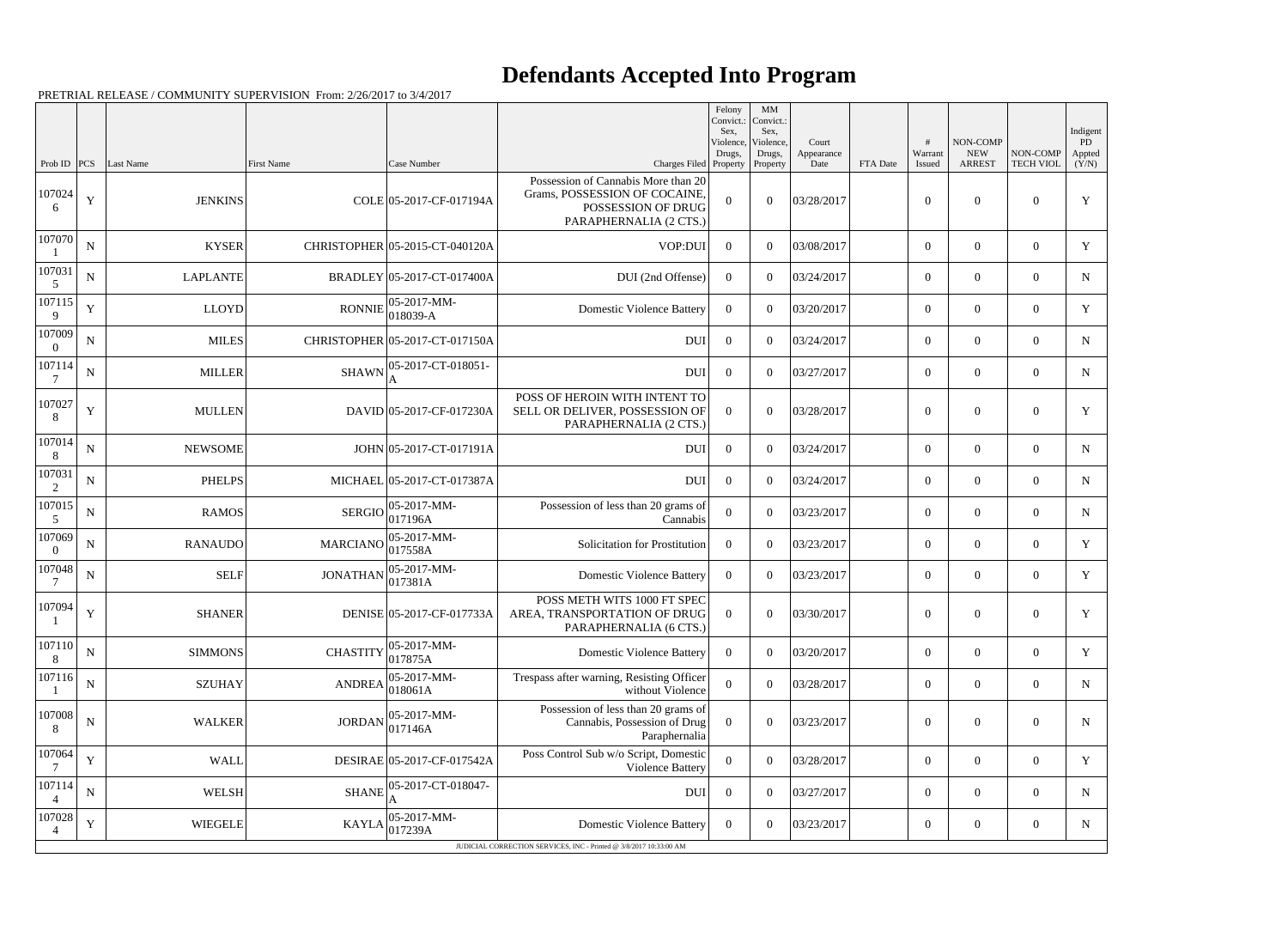# Defendants Accepted Into Program

PRETRIAL RELEASE / COMMUNITY SUPERVISION From: 2/26/2017 to 3/4/2017

| Prob ID | PCS | Last Name | First Name | Case Number | Charges Filed | Felony Convict.: Sex, Violence, Drugs, Property | MM Convict.: Sex, Violence, Drugs, Property | Court Appearance Date | FTA Date | # Warrant Issued | NON-COMP NEW ARREST | NON-COMP TECH VIOL | Indigent PD Appted (Y/N) |
|---|---|---|---|---|---|---|---|---|---|---|---|---|---|
| 1070246 | Y | JENKINS | COLE | 05-2017-CF-017194A | Possession of Cannabis More than 20 Grams, POSSESSION OF COCAINE, POSSESSION OF DRUG PARAPHERNALIA (2 CTS.) | 0 | 0 | 03/28/2017 | | 0 | 0 | 0 | Y |
| 1070701 | N | KYSER | CHRISTOPHER | 05-2015-CT-040120A | VOP:DUI | 0 | 0 | 03/08/2017 | | 0 | 0 | 0 | Y |
| 1070315 | N | LAPLANTE | BRADLEY | 05-2017-CT-017400A | DUI (2nd Offense) | 0 | 0 | 03/24/2017 | | 0 | 0 | 0 | N |
| 1071159 | Y | LLOYD | RONNIE | 05-2017-MM-018039-A | Domestic Violence Battery | 0 | 0 | 03/20/2017 | | 0 | 0 | 0 | Y |
| 1070090 | N | MILES | CHRISTOPHER | 05-2017-CT-017150A | DUI | 0 | 0 | 03/24/2017 | | 0 | 0 | 0 | N |
| 1071147 | N | MILLER | SHAWN | 05-2017-CT-018051-A | DUI | 0 | 0 | 03/27/2017 | | 0 | 0 | 0 | N |
| 1070278 | Y | MULLEN | DAVID | 05-2017-CF-017230A | POSS OF HEROIN WITH INTENT TO SELL OR DELIVER, POSSESSION OF PARAPHERNALIA (2 CTS.) | 0 | 0 | 03/28/2017 | | 0 | 0 | 0 | Y |
| 1070148 | N | NEWSOME | JOHN | 05-2017-CT-017191A | DUI | 0 | 0 | 03/24/2017 | | 0 | 0 | 0 | N |
| 1070312 | N | PHELPS | MICHAEL | 05-2017-CT-017387A | DUI | 0 | 0 | 03/24/2017 | | 0 | 0 | 0 | N |
| 1070155 | N | RAMOS | SERGIO | 05-2017-MM-017196A | Possession of less than 20 grams of Cannabis | 0 | 0 | 03/23/2017 | | 0 | 0 | 0 | N |
| 1070690 | N | RANAUDO | MARCIANO | 05-2017-MM-017558A | Solicitation for Prostitution | 0 | 0 | 03/23/2017 | | 0 | 0 | 0 | Y |
| 1070487 | N | SELF | JONATHAN | 05-2017-MM-017381A | Domestic Violence Battery | 0 | 0 | 03/23/2017 | | 0 | 0 | 0 | Y |
| 1070941 | Y | SHANER | DENISE | 05-2017-CF-017733A | POSS METH WITS 1000 FT SPEC AREA, TRANSPORTATION OF DRUG PARAPHERNALIA (6 CTS.) | 0 | 0 | 03/30/2017 | | 0 | 0 | 0 | Y |
| 1071108 | N | SIMMONS | CHASTITY | 05-2017-MM-017875A | Domestic Violence Battery | 0 | 0 | 03/20/2017 | | 0 | 0 | 0 | Y |
| 1071161 | N | SZUHAY | ANDREA | 05-2017-MM-018061A | Trespass after warning, Resisting Officer without Violence | 0 | 0 | 03/28/2017 | | 0 | 0 | 0 | N |
| 1070088 | N | WALKER | JORDAN | 05-2017-MM-017146A | Possession of less than 20 grams of Cannabis, Possession of Drug Paraphernalia | 0 | 0 | 03/23/2017 | | 0 | 0 | 0 | N |
| 1070647 | Y | WALL | DESIRAE | 05-2017-CF-017542A | Poss Control Sub w/o Script, Domestic Violence Battery | 0 | 0 | 03/28/2017 | | 0 | 0 | 0 | Y |
| 1071144 | N | WELSH | SHANE | 05-2017-CT-018047-A | DUI | 0 | 0 | 03/27/2017 | | 0 | 0 | 0 | N |
| 1070284 | Y | WIEGELE | KAYLA | 05-2017-MM-017239A | Domestic Violence Battery | 0 | 0 | 03/23/2017 | | 0 | 0 | 0 | N |

JUDICIAL CORRECTION SERVICES, INC - Printed @ 3/8/2017 10:33:00 AM